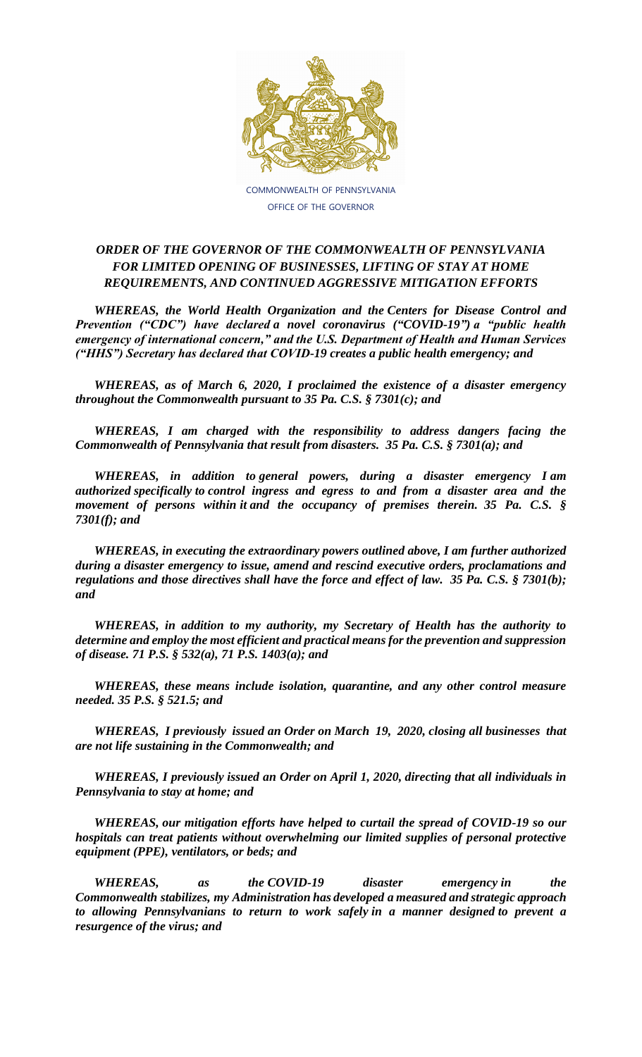COMMONWEALTH OF PENNSYLVANIA
OFFICE OF THE GOVERNOR

# *ORDER OF THE GOVERNOR OF THE COMMONWEALTH OF PENNSYLVANIA FOR LIMITED OPENING OF BUSINESSES, LIFTING OF STAY AT HOME REQUIREMENTS, AND CONTINUED AGGRESSIVE MITIGATION EFFORTS*

***WHEREAS, the World Health Organization and the Centers for Disease Control and Prevention ("CDC") have declared a novel coronavirus ("COVID-19") a "public health emergency of international concern," and the U.S. Department of Health and Human Services ("HHS") Secretary has declared that COVID-19 creates a public health emergency; and***

***WHEREAS, as of March 6, 2020, I proclaimed the existence of a disaster emergency throughout the Commonwealth pursuant to 35 Pa. C.S. § 7301(c); and***

***WHEREAS, I am charged with the responsibility to address dangers facing the Commonwealth of Pennsylvania that result from disasters. 35 Pa. C.S. § 7301(a); and***

***WHEREAS, in addition to general powers, during a disaster emergency I am authorized specifically to control ingress and egress to and from a disaster area and the movement of persons within it and the occupancy of premises therein. 35 Pa. C.S. § 7301(f); and***

***WHEREAS, in executing the extraordinary powers outlined above, I am further authorized during a disaster emergency to issue, amend and rescind executive orders, proclamations and regulations and those directives shall have the force and effect of law. 35 Pa. C.S. § 7301(b); and***

***WHEREAS, in addition to my authority, my Secretary of Health has the authority to determine and employ the most efficient and practical means for the prevention and suppression of disease. 71 P.S. § 532(a), 71 P.S. 1403(a); and***

***WHEREAS, these means include isolation, quarantine, and any other control measure needed. 35 P.S. § 521.5; and***

***WHEREAS, I previously issued an Order on March 19, 2020, closing all businesses that are not life sustaining in the Commonwealth; and***

***WHEREAS, I previously issued an Order on April 1, 2020, directing that all individuals in Pennsylvania to stay at home; and***

***WHEREAS, our mitigation efforts have helped to curtail the spread of COVID-19 so our hospitals can treat patients without overwhelming our limited supplies of personal protective equipment (PPE), ventilators, or beds; and***

***WHEREAS, as the COVID-19 disaster emergency in the Commonwealth stabilizes, my Administration has developed a measured and strategic approach to allowing Pennsylvanians to return to work safely in a manner designed to prevent a resurgence of the virus; and***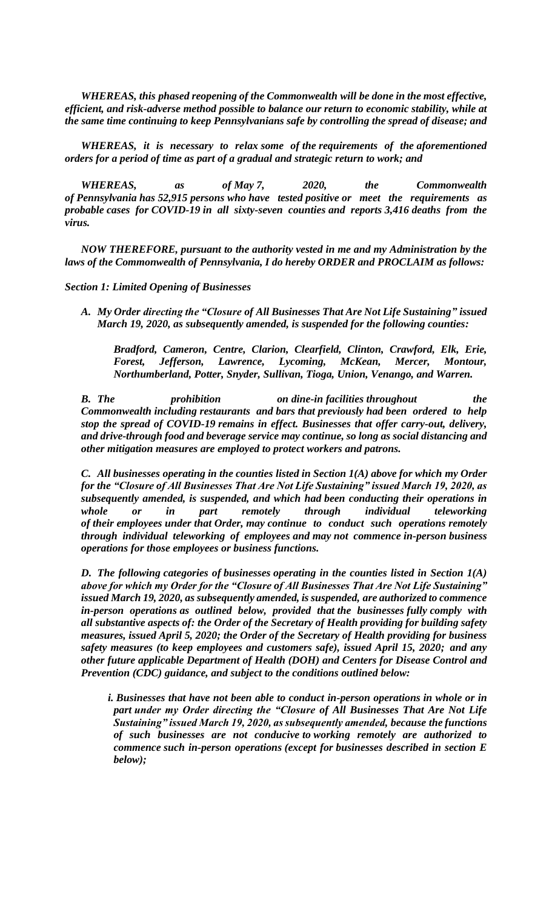*WHEREAS, this phased reopening of the Commonwealth will be done in the most effective, efficient, and risk-adverse method possible to balance our return to economic stability, while at the same time continuing to keep Pennsylvanians safe by controlling the spread of disease; and*

*WHEREAS, it is necessary to relax some of the requirements of the aforementioned orders for a period of time as part of a gradual and strategic return to work; and*

*WHEREAS, as of May 7, 2020, the Commonwealth of Pennsylvania has 52,915 persons who have tested positive or meet the requirements as probable cases for COVID-19 in all sixty-seven counties and reports 3,416 deaths from the virus.*

*NOW THEREFORE, pursuant to the authority vested in me and my Administration by the laws of the Commonwealth of Pennsylvania, I do hereby ORDER and PROCLAIM as follows:*

***Section 1: Limited Opening of Businesses***

*A. My Order directing the "Closure of All Businesses That Are Not Life Sustaining" issued March 19, 2020, as subsequently amended, is suspended for the following counties:*

*Bradford, Cameron, Centre, Clarion, Clearfield, Clinton, Crawford, Elk, Erie, Forest, Jefferson, Lawrence, Lycoming, McKean, Mercer, Montour, Northumberland, Potter, Snyder, Sullivan, Tioga, Union, Venango, and Warren.*

*B. The prohibition on dine-in facilities throughout the Commonwealth including restaurants and bars that previously had been ordered to help stop the spread of COVID-19 remains in effect. Businesses that offer carry-out, delivery, and drive-through food and beverage service may continue, so long as social distancing and other mitigation measures are employed to protect workers and patrons.*

*C. All businesses operating in the counties listed in Section 1(A) above for which my Order for the "Closure of All Businesses That Are Not Life Sustaining" issued March 19, 2020, as subsequently amended, is suspended, and which had been conducting their operations in whole or in part remotely through individual teleworking of their employees under that Order, may continue to conduct such operations remotely through individual teleworking of employees and may not commence in-person business operations for those employees or business functions.*

*D. The following categories of businesses operating in the counties listed in Section 1(A) above for which my Order for the "Closure of All Businesses That Are Not Life Sustaining" issued March 19, 2020, as subsequently amended, is suspended, are authorized to commence in-person operations as outlined below, provided that the businesses fully comply with all substantive aspects of: the Order of the Secretary of Health providing for building safety measures, issued April 5, 2020; the Order of the Secretary of Health providing for business safety measures (to keep employees and customers safe), issued April 15, 2020; and any other future applicable Department of Health (DOH) and Centers for Disease Control and Prevention (CDC) guidance, and subject to the conditions outlined below:*

*i. Businesses that have not been able to conduct in-person operations in whole or in part under my Order directing the "Closure of All Businesses That Are Not Life Sustaining" issued March 19, 2020, as subsequently amended, because the functions of such businesses are not conducive to working remotely are authorized to commence such in-person operations (except for businesses described in section E below);*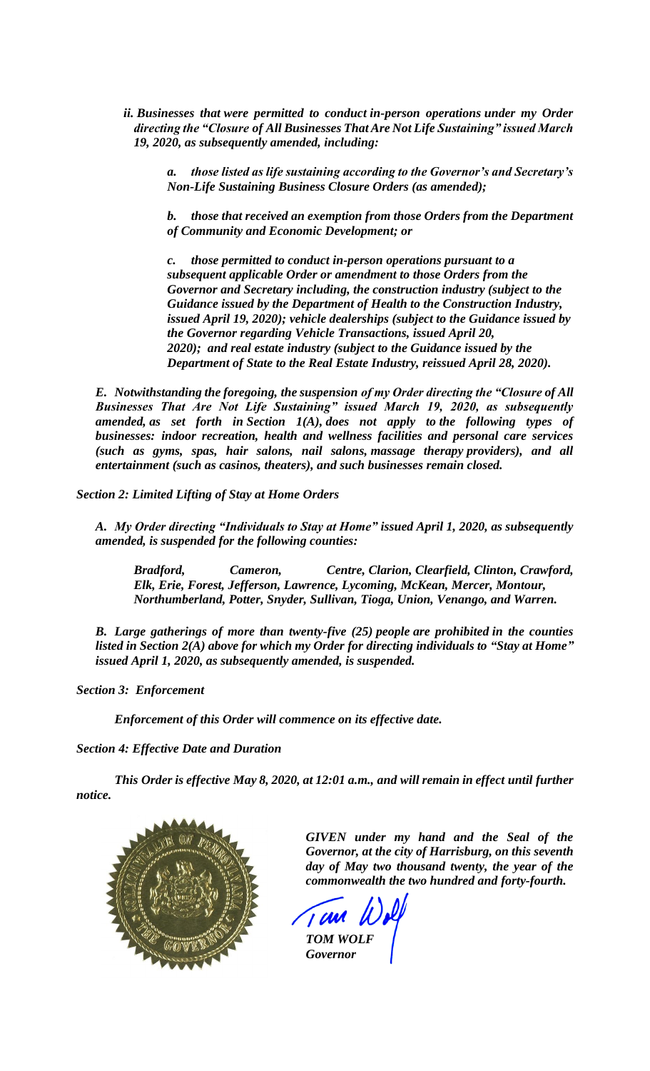*ii. Businesses that were permitted to conduct in-person operations under my Order directing the "Closure of All Businesses That Are Not Life Sustaining" issued March 19, 2020, as subsequently amended, including:*

*a. those listed as life sustaining according to the Governor's and Secretary's Non-Life Sustaining Business Closure Orders (as amended);*

*b. those that received an exemption from those Orders from the Department of Community and Economic Development; or*

*c. those permitted to conduct in-person operations pursuant to a subsequent applicable Order or amendment to those Orders from the Governor and Secretary including, the construction industry (subject to the Guidance issued by the Department of Health to the Construction Industry, issued April 19, 2020); vehicle dealerships (subject to the Guidance issued by the Governor regarding Vehicle Transactions, issued April 20, 2020); and real estate industry (subject to the Guidance issued by the Department of State to the Real Estate Industry, reissued April 28, 2020).*

*E. Notwithstanding the foregoing, the suspension of my Order directing the "Closure of All Businesses That Are Not Life Sustaining" issued March 19, 2020, as subsequently amended, as set forth in Section 1(A), does not apply to the following types of businesses: indoor recreation, health and wellness facilities and personal care services (such as gyms, spas, hair salons, nail salons, massage therapy providers), and all entertainment (such as casinos, theaters), and such businesses remain closed.*

***Section 2: Limited Lifting of Stay at Home Orders***

*A. My Order directing "Individuals to Stay at Home" issued April 1, 2020, as subsequently amended, is suspended for the following counties:*

*Bradford, Cameron, Centre, Clarion, Clearfield, Clinton, Crawford, Elk, Erie, Forest, Jefferson, Lawrence, Lycoming, McKean, Mercer, Montour, Northumberland, Potter, Snyder, Sullivan, Tioga, Union, Venango, and Warren.*

*B. Large gatherings of more than twenty-five (25) people are prohibited in the counties listed in Section 2(A) above for which my Order for directing individuals to "Stay at Home" issued April 1, 2020, as subsequently amended, is suspended.*

***Section 3: Enforcement***

*Enforcement of this Order will commence on its effective date.*

***Section 4: Effective Date and Duration***

*This Order is effective May 8, 2020, at 12:01 a.m., and will remain in effect until further notice.*

*GIVEN under my hand and the Seal of the Governor, at the city of Harrisburg, on this seventh day of May two thousand twenty, the year of the commonwealth the two hundred and forty-fourth.*

*Tom Wolf*

*TOM WOLF*
*Governor*